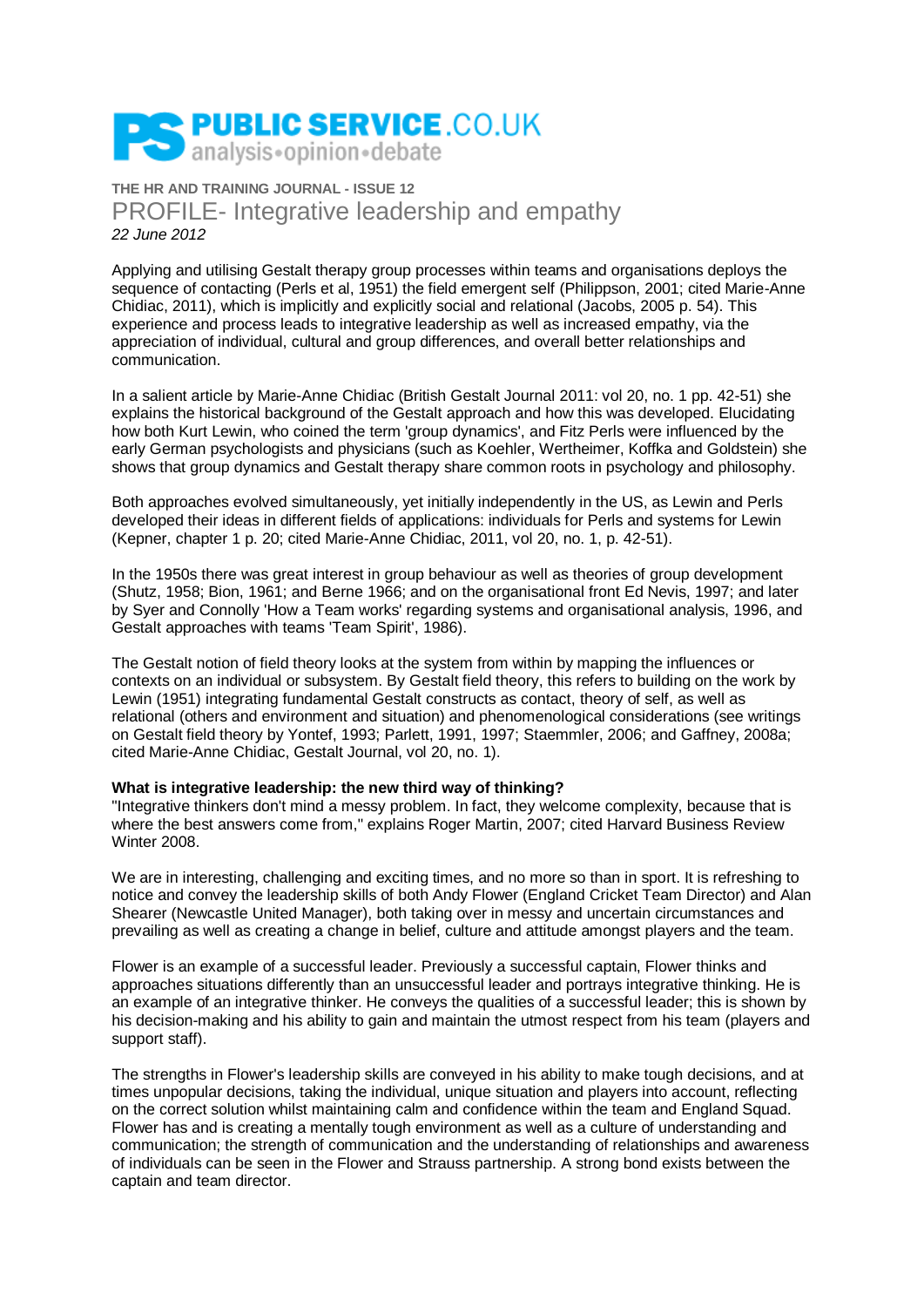# PUBLIC SERVICE.CO.UK
analysis•opinion•debate

**THE HR AND TRAINING JOURNAL - ISSUE 12**

## PROFILE- Integrative leadership and empathy

*22 June 2012*

Applying and utilising Gestalt therapy group processes within teams and organisations deploys the sequence of contacting (Perls et al, 1951) the field emergent self (Philippson, 2001; cited Marie-Anne Chidiac, 2011), which is implicitly and explicitly social and relational (Jacobs, 2005 p. 54). This experience and process leads to integrative leadership as well as increased empathy, via the appreciation of individual, cultural and group differences, and overall better relationships and communication.

In a salient article by Marie-Anne Chidiac (British Gestalt Journal 2011: vol 20, no. 1 pp. 42-51) she explains the historical background of the Gestalt approach and how this was developed. Elucidating how both Kurt Lewin, who coined the term 'group dynamics', and Fitz Perls were influenced by the early German psychologists and physicians (such as Koehler, Wertheimer, Koffka and Goldstein) she shows that group dynamics and Gestalt therapy share common roots in psychology and philosophy.

Both approaches evolved simultaneously, yet initially independently in the US, as Lewin and Perls developed their ideas in different fields of applications: individuals for Perls and systems for Lewin (Kepner, chapter 1 p. 20; cited Marie-Anne Chidiac, 2011, vol 20, no. 1, p. 42-51).

In the 1950s there was great interest in group behaviour as well as theories of group development (Shutz, 1958; Bion, 1961; and Berne 1966; and on the organisational front Ed Nevis, 1997; and later by Syer and Connolly 'How a Team works' regarding systems and organisational analysis, 1996, and Gestalt approaches with teams 'Team Spirit', 1986).

The Gestalt notion of field theory looks at the system from within by mapping the influences or contexts on an individual or subsystem. By Gestalt field theory, this refers to building on the work by Lewin (1951) integrating fundamental Gestalt constructs as contact, theory of self, as well as relational (others and environment and situation) and phenomenological considerations (see writings on Gestalt field theory by Yontef, 1993; Parlett, 1991, 1997; Staemmler, 2006; and Gaffney, 2008a; cited Marie-Anne Chidiac, Gestalt Journal, vol 20, no. 1).

**What is integrative leadership: the new third way of thinking?**

"Integrative thinkers don't mind a messy problem. In fact, they welcome complexity, because that is where the best answers come from," explains Roger Martin, 2007; cited Harvard Business Review Winter 2008.

We are in interesting, challenging and exciting times, and no more so than in sport. It is refreshing to notice and convey the leadership skills of both Andy Flower (England Cricket Team Director) and Alan Shearer (Newcastle United Manager), both taking over in messy and uncertain circumstances and prevailing as well as creating a change in belief, culture and attitude amongst players and the team.

Flower is an example of a successful leader. Previously a successful captain, Flower thinks and approaches situations differently than an unsuccessful leader and portrays integrative thinking. He is an example of an integrative thinker. He conveys the qualities of a successful leader; this is shown by his decision-making and his ability to gain and maintain the utmost respect from his team (players and support staff).

The strengths in Flower's leadership skills are conveyed in his ability to make tough decisions, and at times unpopular decisions, taking the individual, unique situation and players into account, reflecting on the correct solution whilst maintaining calm and confidence within the team and England Squad. Flower has and is creating a mentally tough environment as well as a culture of understanding and communication; the strength of communication and the understanding of relationships and awareness of individuals can be seen in the Flower and Strauss partnership. A strong bond exists between the captain and team director.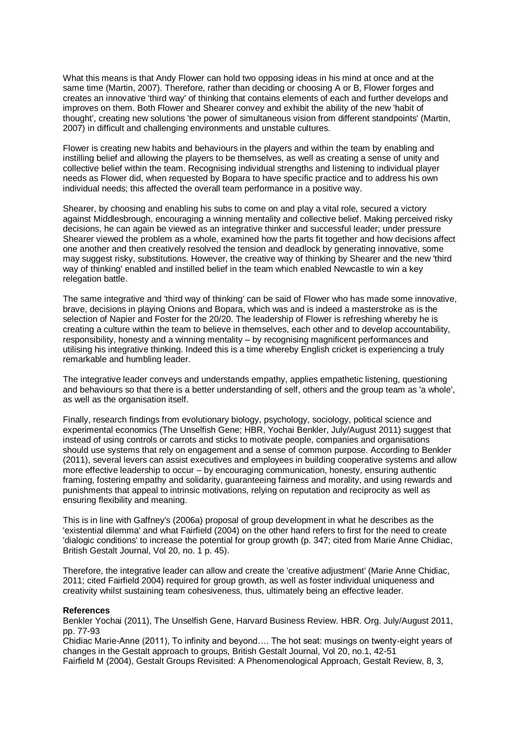What this means is that Andy Flower can hold two opposing ideas in his mind at once and at the same time (Martin, 2007). Therefore, rather than deciding or choosing A or B, Flower forges and creates an innovative 'third way' of thinking that contains elements of each and further develops and improves on them. Both Flower and Shearer convey and exhibit the ability of the new 'habit of thought', creating new solutions 'the power of simultaneous vision from different standpoints' (Martin, 2007) in difficult and challenging environments and unstable cultures.

Flower is creating new habits and behaviours in the players and within the team by enabling and instilling belief and allowing the players to be themselves, as well as creating a sense of unity and collective belief within the team. Recognising individual strengths and listening to individual player needs as Flower did, when requested by Bopara to have specific practice and to address his own individual needs; this affected the overall team performance in a positive way.

Shearer, by choosing and enabling his subs to come on and play a vital role, secured a victory against Middlesbrough, encouraging a winning mentality and collective belief. Making perceived risky decisions, he can again be viewed as an integrative thinker and successful leader; under pressure Shearer viewed the problem as a whole, examined how the parts fit together and how decisions affect one another and then creatively resolved the tension and deadlock by generating innovative, some may suggest risky, substitutions. However, the creative way of thinking by Shearer and the new 'third way of thinking' enabled and instilled belief in the team which enabled Newcastle to win a key relegation battle.

The same integrative and 'third way of thinking' can be said of Flower who has made some innovative, brave, decisions in playing Onions and Bopara, which was and is indeed a masterstroke as is the selection of Napier and Foster for the 20/20. The leadership of Flower is refreshing whereby he is creating a culture within the team to believe in themselves, each other and to develop accountability, responsibility, honesty and a winning mentality – by recognising magnificent performances and utilising his integrative thinking. Indeed this is a time whereby English cricket is experiencing a truly remarkable and humbling leader.

The integrative leader conveys and understands empathy, applies empathetic listening, questioning and behaviours so that there is a better understanding of self, others and the group team as 'a whole', as well as the organisation itself.

Finally, research findings from evolutionary biology, psychology, sociology, political science and experimental economics (The Unselfish Gene; HBR, Yochai Benkler, July/August 2011) suggest that instead of using controls or carrots and sticks to motivate people, companies and organisations should use systems that rely on engagement and a sense of common purpose. According to Benkler (2011), several levers can assist executives and employees in building cooperative systems and allow more effective leadership to occur – by encouraging communication, honesty, ensuring authentic framing, fostering empathy and solidarity, guaranteeing fairness and morality, and using rewards and punishments that appeal to intrinsic motivations, relying on reputation and reciprocity as well as ensuring flexibility and meaning.

This is in line with Gaffney's (2006a) proposal of group development in what he describes as the 'existential dilemma' and what Fairfield (2004) on the other hand refers to first for the need to create 'dialogic conditions' to increase the potential for group growth (p. 347; cited from Marie Anne Chidiac, British Gestalt Journal, Vol 20, no. 1 p. 45).

Therefore, the integrative leader can allow and create the 'creative adjustment' (Marie Anne Chidiac, 2011; cited Fairfield 2004) required for group growth, as well as foster individual uniqueness and creativity whilst sustaining team cohesiveness, thus, ultimately being an effective leader.

**References**

Benkler Yochai (2011), The Unselfish Gene, Harvard Business Review. HBR. Org. July/August 2011, pp. 77-93

Chidiac Marie-Anne (2011), To infinity and beyond…. The hot seat: musings on twenty-eight years of changes in the Gestalt approach to groups, British Gestalt Journal, Vol 20, no.1, 42-51

Fairfield M (2004), Gestalt Groups Revisited: A Phenomenological Approach, Gestalt Review, 8, 3,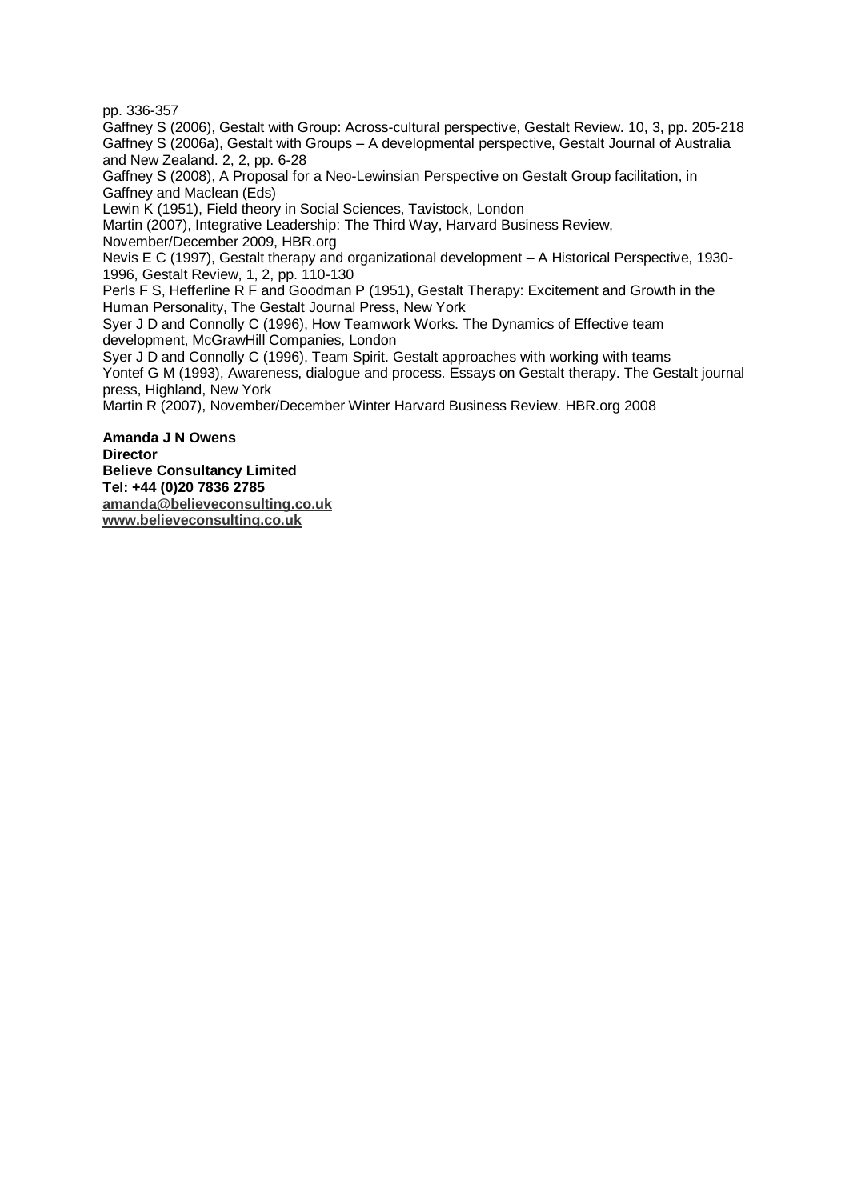pp. 336-357

Gaffney S (2006), Gestalt with Group: Across-cultural perspective, Gestalt Review. 10, 3, pp. 205-218

Gaffney S (2006a), Gestalt with Groups – A developmental perspective, Gestalt Journal of Australia and New Zealand. 2, 2, pp. 6-28

Gaffney S (2008), A Proposal for a Neo-Lewinsian Perspective on Gestalt Group facilitation, in Gaffney and Maclean (Eds)

Lewin K (1951), Field theory in Social Sciences, Tavistock, London

Martin (2007), Integrative Leadership: The Third Way, Harvard Business Review, November/December 2009, HBR.org

Nevis E C (1997), Gestalt therapy and organizational development – A Historical Perspective, 1930-1996, Gestalt Review, 1, 2, pp. 110-130

Perls F S, Hefferline R F and Goodman P (1951), Gestalt Therapy: Excitement and Growth in the Human Personality, The Gestalt Journal Press, New York

Syer J D and Connolly C (1996), How Teamwork Works. The Dynamics of Effective team development, McGrawHill Companies, London

Syer J D and Connolly C (1996), Team Spirit. Gestalt approaches with working with teams

Yontef G M (1993), Awareness, dialogue and process. Essays on Gestalt therapy. The Gestalt journal press, Highland, New York

Martin R (2007), November/December Winter Harvard Business Review. HBR.org 2008

**Amanda J N Owens**
**Director**
**Believe Consultancy Limited**
**Tel: +44 (0)20 7836 2785**
**amanda@believeconsulting.co.uk**
**www.believeconsulting.co.uk**